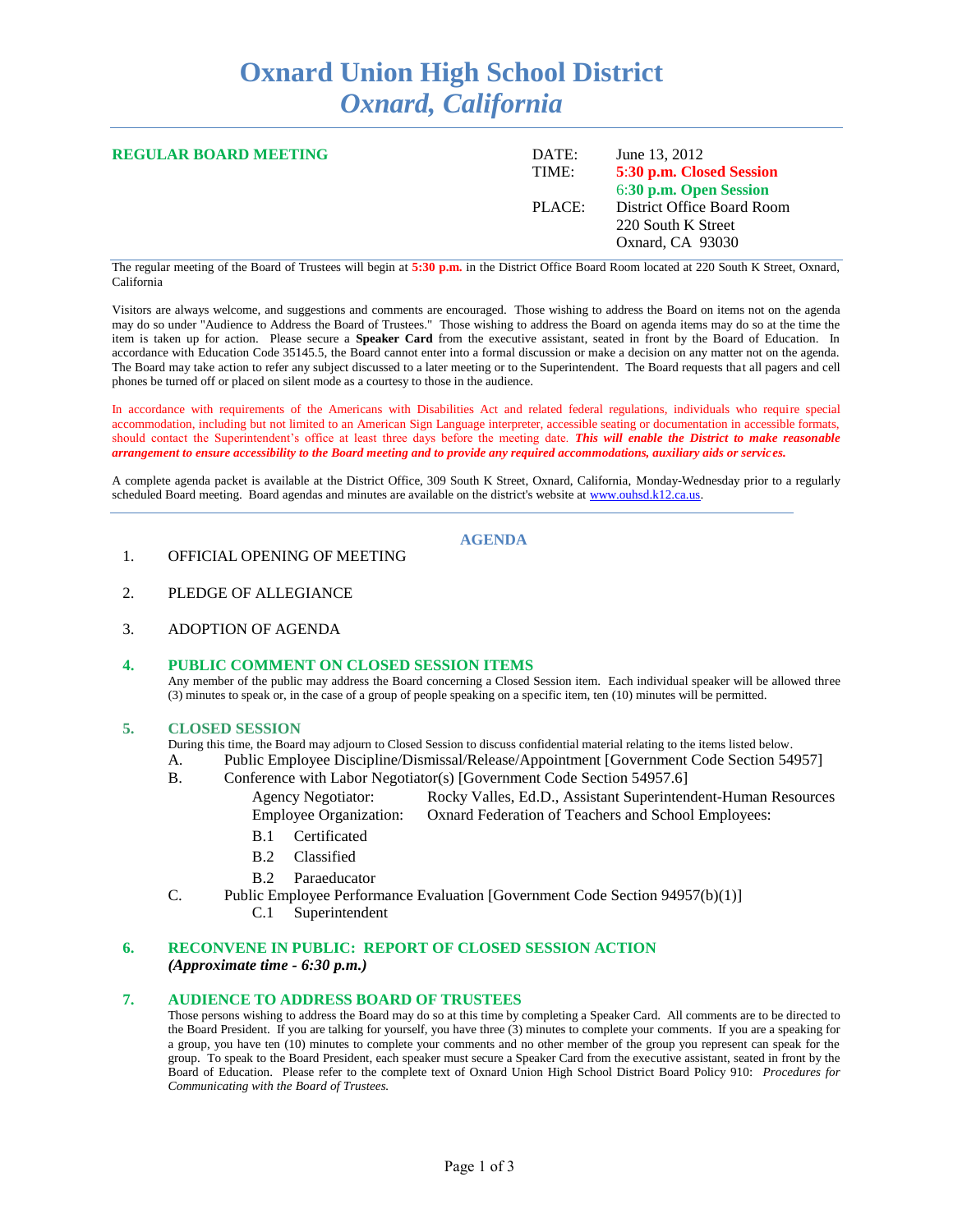# Oxnard Union High School District
## *Oxnard, California*

**REGULAR BOARD MEETING**

DATE: June 13, 2012
TIME: **5:30 p.m. Closed Session**
**6:30 p.m. Open Session**
PLACE: District Office Board Room
220 South K Street
Oxnard, CA 93030

The regular meeting of the Board of Trustees will begin at **5:30 p.m.** in the District Office Board Room located at 220 South K Street, Oxnard, California

Visitors are always welcome, and suggestions and comments are encouraged. Those wishing to address the Board on items not on the agenda may do so under "Audience to Address the Board of Trustees." Those wishing to address the Board on agenda items may do so at the time the item is taken up for action. Please secure a **Speaker Card** from the executive assistant, seated in front by the Board of Education. In accordance with Education Code 35145.5, the Board cannot enter into a formal discussion or make a decision on any matter not on the agenda. The Board may take action to refer any subject discussed to a later meeting or to the Superintendent. The Board requests that all pagers and cell phones be turned off or placed on silent mode as a courtesy to those in the audience.

In accordance with requirements of the Americans with Disabilities Act and related federal regulations, individuals who require special accommodation, including but not limited to an American Sign Language interpreter, accessible seating or documentation in accessible formats, should contact the Superintendent's office at least three days before the meeting date. ***This will enable the District to make reasonable arrangement to ensure accessibility to the Board meeting and to provide any required accommodations, auxiliary aids or services.***

A complete agenda packet is available at the District Office, 309 South K Street, Oxnard, California, Monday-Wednesday prior to a regularly scheduled Board meeting. Board agendas and minutes are available on the district's website at www.ouhsd.k12.ca.us.

## AGENDA

1. OFFICIAL OPENING OF MEETING

2. PLEDGE OF ALLEGIANCE

3. ADOPTION OF AGENDA

### 4. PUBLIC COMMENT ON CLOSED SESSION ITEMS

Any member of the public may address the Board concerning a Closed Session item. Each individual speaker will be allowed three (3) minutes to speak or, in the case of a group of people speaking on a specific item, ten (10) minutes will be permitted.

### 5. CLOSED SESSION

During this time, the Board may adjourn to Closed Session to discuss confidential material relating to the items listed below.

A. Public Employee Discipline/Dismissal/Release/Appointment [Government Code Section 54957]

B. Conference with Labor Negotiator(s) [Government Code Section 54957.6]

Agency Negotiator: Rocky Valles, Ed.D., Assistant Superintendent-Human Resources
Employee Organization: Oxnard Federation of Teachers and School Employees:

- B.1 Certificated
- B.2 Classified
- B.2 Paraeducator

C. Public Employee Performance Evaluation [Government Code Section 94957(b)(1)]

- C.1 Superintendent

### 6. RECONVENE IN PUBLIC: REPORT OF CLOSED SESSION ACTION
***(Approximate time - 6:30 p.m.)***

### 7. AUDIENCE TO ADDRESS BOARD OF TRUSTEES

Those persons wishing to address the Board may do so at this time by completing a Speaker Card. All comments are to be directed to the Board President. If you are talking for yourself, you have three (3) minutes to complete your comments. If you are a speaking for a group, you have ten (10) minutes to complete your comments and no other member of the group you represent can speak for the group. To speak to the Board President, each speaker must secure a Speaker Card from the executive assistant, seated in front by the Board of Education. Please refer to the complete text of Oxnard Union High School District Board Policy 910: *Procedures for Communicating with the Board of Trustees.*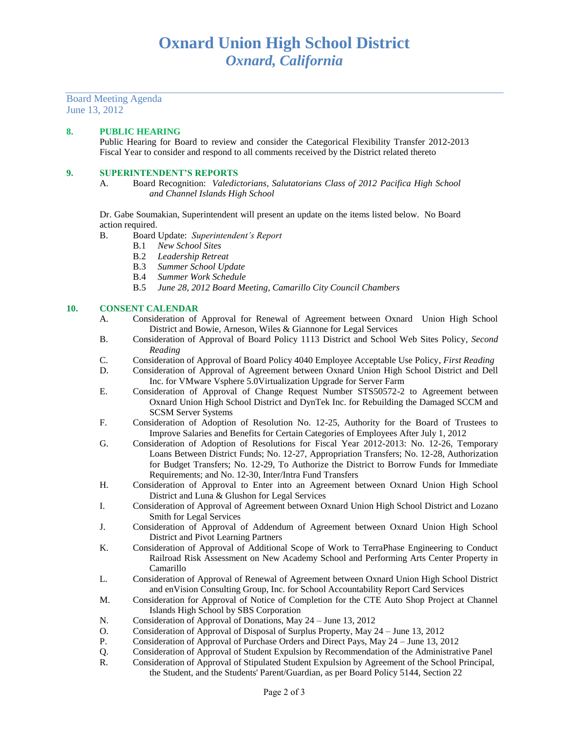# Oxnard Union High School District
## *Oxnard, California*

Board Meeting Agenda
June 13, 2012

**8. PUBLIC HEARING**

Public Hearing for Board to review and consider the Categorical Flexibility Transfer 2012-2013 Fiscal Year to consider and respond to all comments received by the District related thereto

**9. SUPERINTENDENT'S REPORTS**

A. Board Recognition: *Valedictorians, Salutatorians Class of 2012 Pacifica High School and Channel Islands High School*

Dr. Gabe Soumakian, Superintendent will present an update on the items listed below. No Board action required.

B. Board Update: *Superintendent's Report*
- B.1 *New School Sites*
- B.2 *Leadership Retreat*
- B.3 *Summer School Update*
- B.4 *Summer Work Schedule*
- B.5 *June 28, 2012 Board Meeting, Camarillo City Council Chambers*

**10. CONSENT CALENDAR**

A. Consideration of Approval for Renewal of Agreement between Oxnard Union High School District and Bowie, Arneson, Wiles & Giannone for Legal Services

B. Consideration of Approval of Board Policy 1113 District and School Web Sites Policy, *Second Reading*

C. Consideration of Approval of Board Policy 4040 Employee Acceptable Use Policy, *First Reading*

D. Consideration of Approval of Agreement between Oxnard Union High School District and Dell Inc. for VMware Vsphere 5.0Virtualization Upgrade for Server Farm

E. Consideration of Approval of Change Request Number STS50572-2 to Agreement between Oxnard Union High School District and DynTek Inc. for Rebuilding the Damaged SCCM and SCSM Server Systems

F. Consideration of Adoption of Resolution No. 12-25, Authority for the Board of Trustees to Improve Salaries and Benefits for Certain Categories of Employees After July 1, 2012

G. Consideration of Adoption of Resolutions for Fiscal Year 2012-2013: No. 12-26, Temporary Loans Between District Funds; No. 12-27, Appropriation Transfers; No. 12-28, Authorization for Budget Transfers; No. 12-29, To Authorize the District to Borrow Funds for Immediate Requirements; and No. 12-30, Inter/Intra Fund Transfers

H. Consideration of Approval to Enter into an Agreement between Oxnard Union High School District and Luna & Glushon for Legal Services

I. Consideration of Approval of Agreement between Oxnard Union High School District and Lozano Smith for Legal Services

J. Consideration of Approval of Addendum of Agreement between Oxnard Union High School District and Pivot Learning Partners

K. Consideration of Approval of Additional Scope of Work to TerraPhase Engineering to Conduct Railroad Risk Assessment on New Academy School and Performing Arts Center Property in Camarillo

L. Consideration of Approval of Renewal of Agreement between Oxnard Union High School District and enVision Consulting Group, Inc. for School Accountability Report Card Services

M. Consideration for Approval of Notice of Completion for the CTE Auto Shop Project at Channel Islands High School by SBS Corporation

N. Consideration of Approval of Donations, May 24 – June 13, 2012

O. Consideration of Approval of Disposal of Surplus Property, May 24 – June 13, 2012

P. Consideration of Approval of Purchase Orders and Direct Pays, May 24 – June 13, 2012

Q. Consideration of Approval of Student Expulsion by Recommendation of the Administrative Panel

R. Consideration of Approval of Stipulated Student Expulsion by Agreement of the School Principal, the Student, and the Students' Parent/Guardian, as per Board Policy 5144, Section 22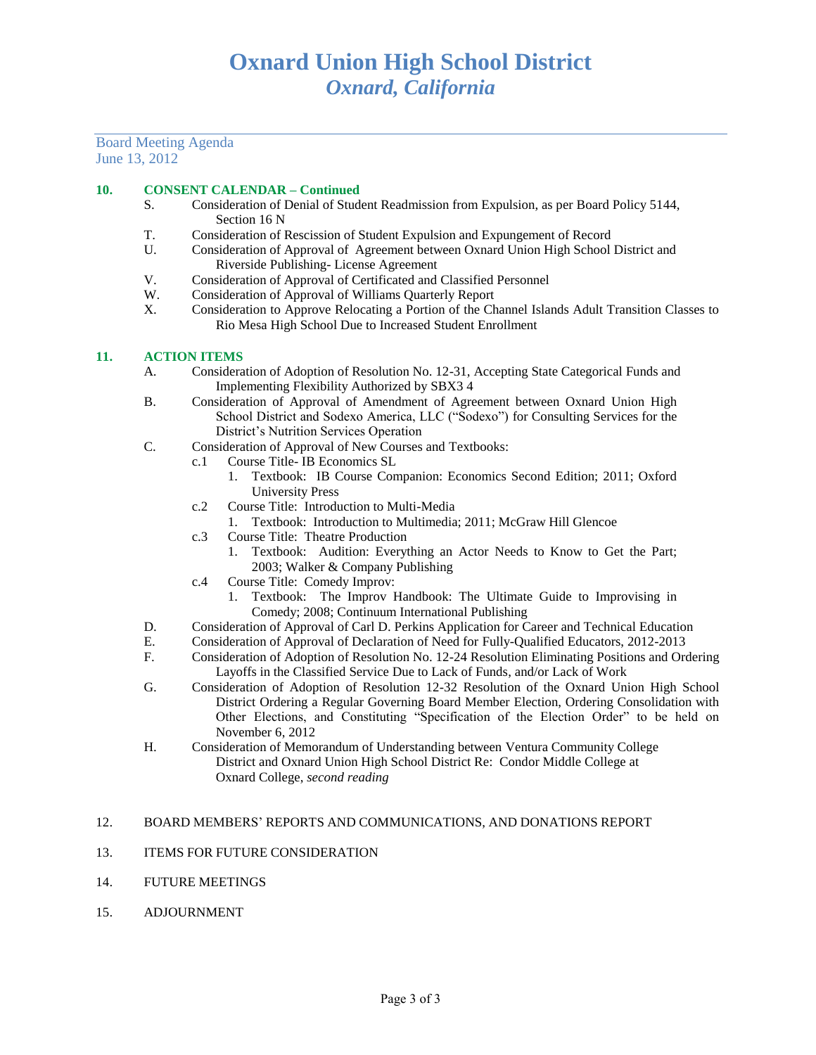# Oxnard Union High School District
## *Oxnard, California*

Board Meeting Agenda
June 13, 2012

**10. CONSENT CALENDAR – Continued**

S. Consideration of Denial of Student Readmission from Expulsion, as per Board Policy 5144, Section 16 N

T. Consideration of Rescission of Student Expulsion and Expungement of Record

U. Consideration of Approval of Agreement between Oxnard Union High School District and Riverside Publishing- License Agreement

V. Consideration of Approval of Certificated and Classified Personnel

W. Consideration of Approval of Williams Quarterly Report

X. Consideration to Approve Relocating a Portion of the Channel Islands Adult Transition Classes to Rio Mesa High School Due to Increased Student Enrollment

**11. ACTION ITEMS**

A. Consideration of Adoption of Resolution No. 12-31, Accepting State Categorical Funds and Implementing Flexibility Authorized by SBX3 4

B. Consideration of Approval of Amendment of Agreement between Oxnard Union High School District and Sodexo America, LLC ("Sodexo") for Consulting Services for the District's Nutrition Services Operation

C. Consideration of Approval of New Courses and Textbooks:

- c.1 Course Title- IB Economics SL
  1. Textbook: IB Course Companion: Economics Second Edition; 2011; Oxford University Press
- c.2 Course Title: Introduction to Multi-Media
  1. Textbook: Introduction to Multimedia; 2011; McGraw Hill Glencoe
- c.3 Course Title: Theatre Production
  1. Textbook: Audition: Everything an Actor Needs to Know to Get the Part; 2003; Walker & Company Publishing
- c.4 Course Title: Comedy Improv:
  1. Textbook: The Improv Handbook: The Ultimate Guide to Improvising in Comedy; 2008; Continuum International Publishing

D. Consideration of Approval of Carl D. Perkins Application for Career and Technical Education

E. Consideration of Approval of Declaration of Need for Fully-Qualified Educators, 2012-2013

F. Consideration of Adoption of Resolution No. 12-24 Resolution Eliminating Positions and Ordering Layoffs in the Classified Service Due to Lack of Funds, and/or Lack of Work

G. Consideration of Adoption of Resolution 12-32 Resolution of the Oxnard Union High School District Ordering a Regular Governing Board Member Election, Ordering Consolidation with Other Elections, and Constituting "Specification of the Election Order" to be held on November 6, 2012

H. Consideration of Memorandum of Understanding between Ventura Community College District and Oxnard Union High School District Re: Condor Middle College at Oxnard College, *second reading*

12. BOARD MEMBERS' REPORTS AND COMMUNICATIONS, AND DONATIONS REPORT

13. ITEMS FOR FUTURE CONSIDERATION

14. FUTURE MEETINGS

15. ADJOURNMENT